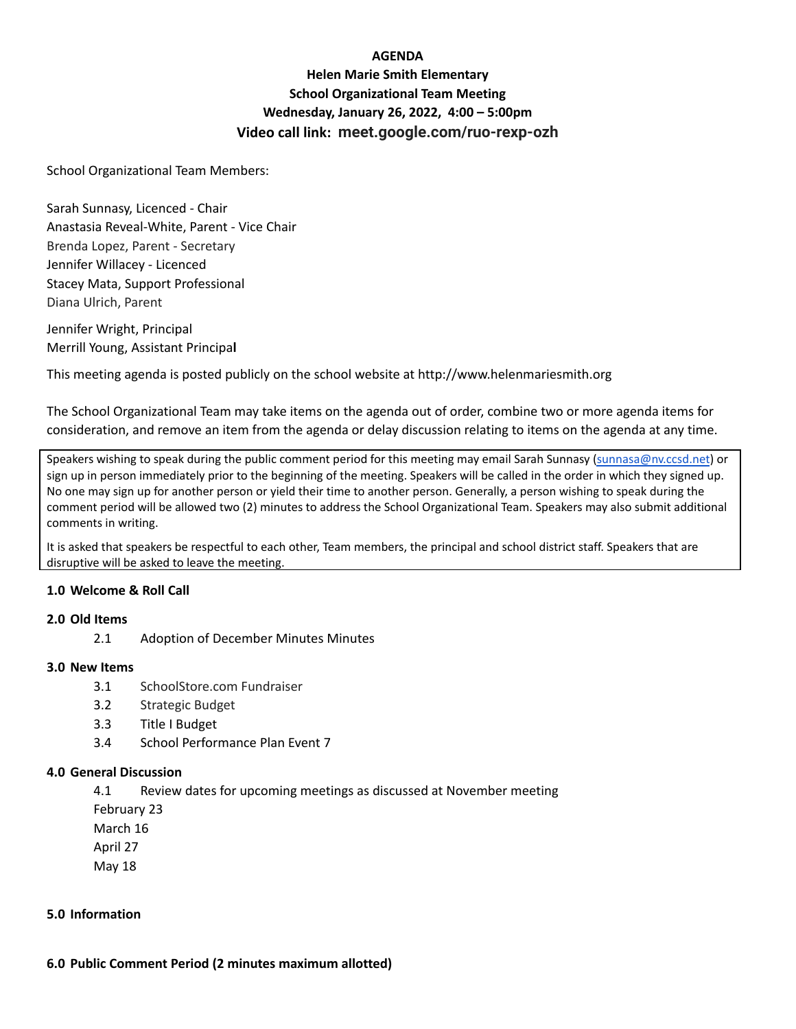**AGENDA**

**Helen Marie Smith Elementary**

**School Organizational Team Meeting**

**Wednesday, January 26, 2022, 4:00 – 5:00pm**

**Video call link: meet.google.com/ruo-rexp-ozh**

School Organizational Team Members:

Sarah Sunnasy, Licenced - Chair
Anastasia Reveal-White, Parent - Vice Chair
Brenda Lopez, Parent - Secretary
Jennifer Willacey - Licenced
Stacey Mata, Support Professional
Diana Ulrich, Parent

Jennifer Wright, Principal
Merrill Young, Assistant Principal

This meeting agenda is posted publicly on the school website at http://www.helenmariesmith.org

The School Organizational Team may take items on the agenda out of order, combine two or more agenda items for consideration, and remove an item from the agenda or delay discussion relating to items on the agenda at any time.

Speakers wishing to speak during the public comment period for this meeting may email Sarah Sunnasy (sunnasa@nv.ccsd.net) or sign up in person immediately prior to the beginning of the meeting. Speakers will be called in the order in which they signed up. No one may sign up for another person or yield their time to another person. Generally, a person wishing to speak during the comment period will be allowed two (2) minutes to address the School Organizational Team. Speakers may also submit additional comments in writing.

It is asked that speakers be respectful to each other, Team members, the principal and school district staff. Speakers that are disruptive will be asked to leave the meeting.

**1.0 Welcome & Roll Call**

**2.0 Old Items**

- 2.1 Adoption of December Minutes Minutes

**3.0 New Items**

- 3.1 SchoolStore.com Fundraiser
- 3.2 Strategic Budget
- 3.3 Title I Budget
- 3.4 School Performance Plan Event 7

**4.0 General Discussion**

4.1 Review dates for upcoming meetings as discussed at November meeting

February 23
March 16
April 27
May 18

**5.0 Information**

**6.0 Public Comment Period (2 minutes maximum allotted)**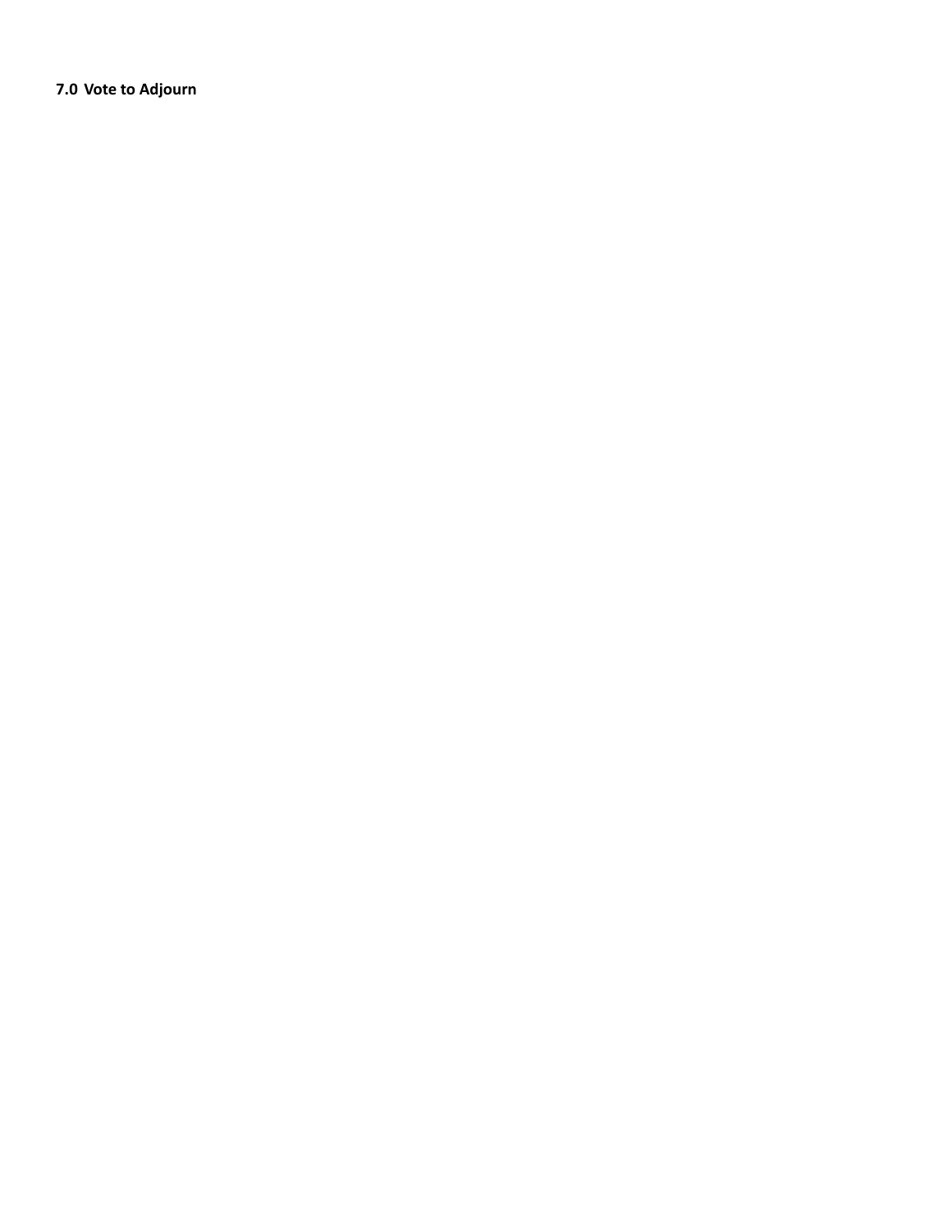**7.0 Vote to Adjourn**